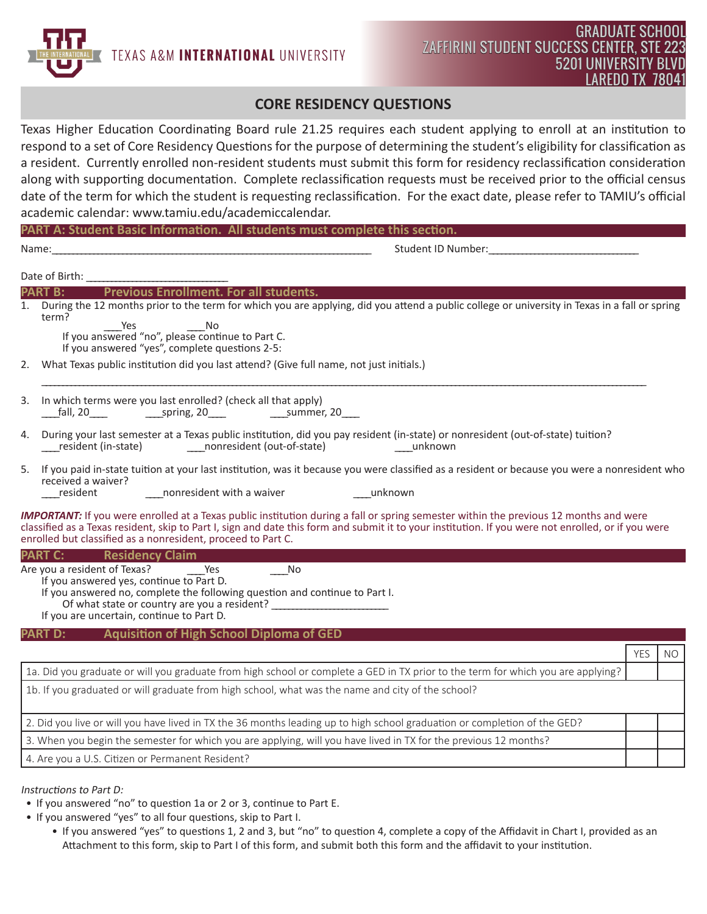TEXAS A&M **INTERNATIONAL** UNIVERSITY

GRADUATE SCHOOL
ZAFFIRINI STUDENT SUCCESS CENTER, STE 223
5201 UNIVERSITY BLVD
LAREDO TX 78041

# CORE RESIDENCY QUESTIONS

Texas Higher Education Coordinating Board rule 21.25 requires each student applying to enroll at an institution to respond to a set of Core Residency Questions for the purpose of determining the student's eligibility for classification as a resident. Currently enrolled non-resident students must submit this form for residency reclassification consideration along with supporting documentation. Complete reclassification requests must be received prior to the official census date of the term for which the student is requesting reclassification. For the exact date, please refer to TAMIU's official academic calendar: www.tamiu.edu/academiccalendar.

## PART A: Student Basic Information. All students must complete this section.

Name:_______________________________________________________________ Student ID Number:_____________________________

Date of Birth: _________________________

## PART B: Previous Enrollment. For all students.

1. During the 12 months prior to the term for which you are applying, did you attend a public college or university in Texas in a fall or spring term?
   ___Yes ___No
   If you answered "no", please continue to Part C.
   If you answered "yes", complete questions 2-5:
2. What Texas public institution did you last attend? (Give full name, not just initials.)
   ______________________________________________________________________________________________________
3. In which terms were you last enrolled? (check all that apply)
   ___fall, 20___ ___spring, 20___ ___summer, 20___
4. During your last semester at a Texas public institution, did you pay resident (in-state) or nonresident (out-of-state) tuition?
   ___resident (in-state) ___nonresident (out-of-state) ___unknown
5. If you paid in-state tuition at your last institution, was it because you were classified as a resident or because you were a nonresident who received a waiver?
   ___resident ___nonresident with a waiver ___unknown

***IMPORTANT:*** If you were enrolled at a Texas public institution during a fall or spring semester within the previous 12 months and were classified as a Texas resident, skip to Part I, sign and date this form and submit it to your institution. If you were not enrolled, or if you were enrolled but classified as a nonresident, proceed to Part C.

## PART C: Residency Claim

Are you a resident of Texas? ___Yes ___No
If you answered yes, continue to Part D.
If you answered no, complete the following question and continue to Part I.
Of what state or country are you a resident? ______________________
If you are uncertain, continue to Part D.

## PART D: Aquisition of High School Diploma of GED

| | YES | NO |
|---|---|---|
| 1a. Did you graduate or will you graduate from high school or complete a GED in TX prior to the term for which you are applying? | | |
| 1b. If you graduated or will graduate from high school, what was the name and city of the school? | | |
| 2. Did you live or will you have lived in TX the 36 months leading up to high school graduation or completion of the GED? | | |
| 3. When you begin the semester for which you are applying, will you have lived in TX for the previous 12 months? | | |
| 4. Are you a U.S. Citizen or Permanent Resident? | | |

*Instructions to Part D:*

- If you answered "no" to question 1a or 2 or 3, continue to Part E.
- If you answered "yes" to all four questions, skip to Part I.
  - If you answered "yes" to questions 1, 2 and 3, but "no" to question 4, complete a copy of the Affidavit in Chart I, provided as an Attachment to this form, skip to Part I of this form, and submit both this form and the affidavit to your institution.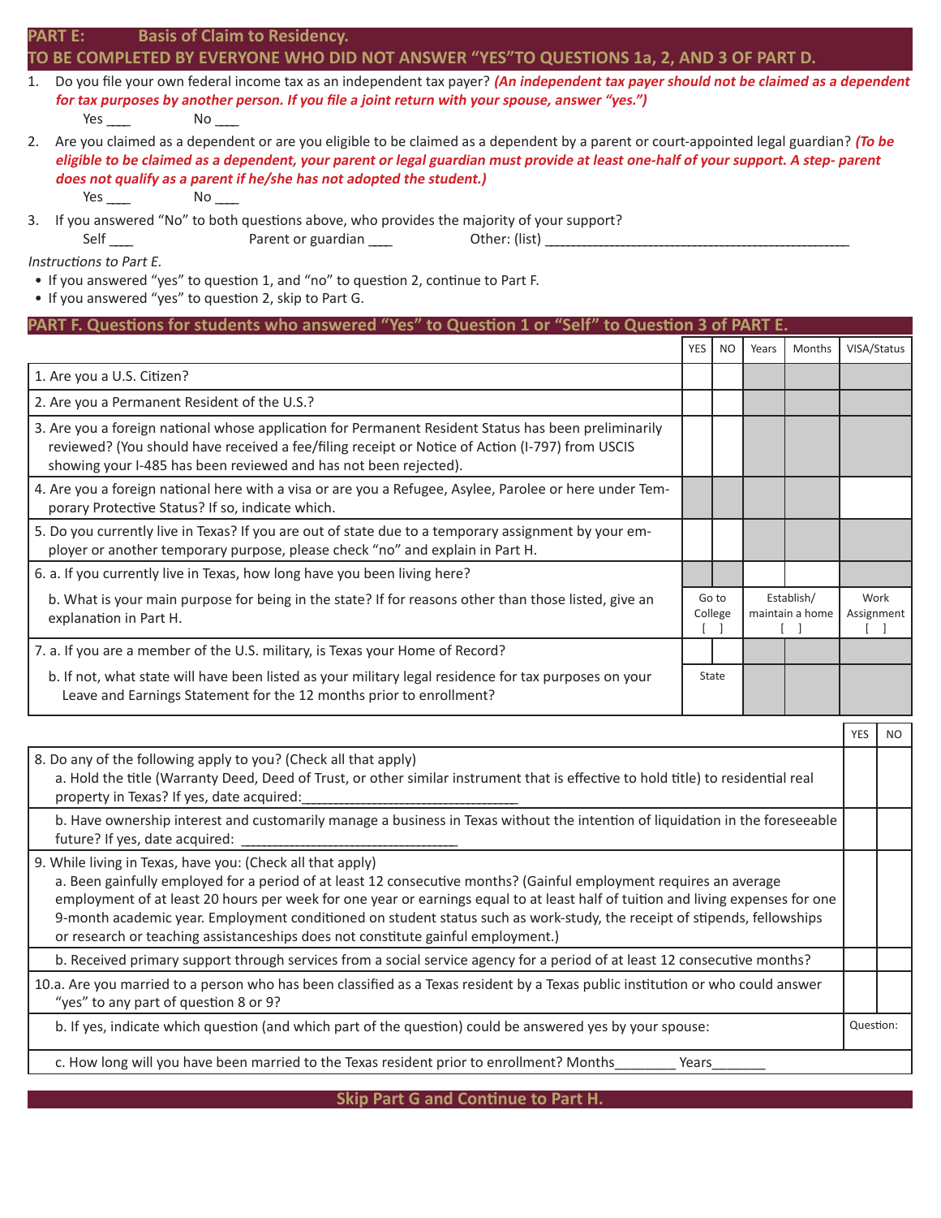## PART E: Basis of Claim to Residency.
## TO BE COMPLETED BY EVERYONE WHO DID NOT ANSWER "YES"TO QUESTIONS 1a, 2, AND 3 OF PART D.

1. Do you file your own federal income tax as an independent tax payer? ***(An independent tax payer should not be claimed as a dependent for tax purposes by another person. If you file a joint return with your spouse, answer "yes.")***

   Yes ___ No ___

2. Are you claimed as a dependent or are you eligible to be claimed as a dependent by a parent or court-appointed legal guardian? ***(To be eligible to be claimed as a dependent, your parent or legal guardian must provide at least one-half of your support. A step- parent does not qualify as a parent if he/she has not adopted the student.)***

   Yes ___ No ___

3. If you answered "No" to both questions above, who provides the majority of your support?

   Self ___ Parent or guardian ___ Other: (list) ___________________________________________

*Instructions to Part E.*

- If you answered "yes" to question 1, and "no" to question 2, continue to Part F.
- If you answered "yes" to question 2, skip to Part G.

## PART F. Questions for students who answered "Yes" to Question 1 or "Self" to Question 3 of PART E.

| | YES | NO | Years | Months | VISA/Status |
|---|---|---|---|---|---|
| 1. Are you a U.S. Citizen? | | | | | |
| 2. Are you a Permanent Resident of the U.S.? | | | | | |
| 3. Are you a foreign national whose application for Permanent Resident Status has been preliminarily reviewed? (You should have received a fee/filing receipt or Notice of Action (I-797) from USCIS showing your I-485 has been reviewed and has not been rejected). | | | | | |
| 4. Are you a foreign national here with a visa or are you a Refugee, Asylee, Parolee or here under Temporary Protective Status? If so, indicate which. | | | | | |
| 5. Do you currently live in Texas? If you are out of state due to a temporary assignment by your employer or another temporary purpose, please check "no" and explain in Part H. | | | | | |
| 6. a. If you currently live in Texas, how long have you been living here? | | | | | |
| b. What is your main purpose for being in the state? If for reasons other than those listed, give an explanation in Part H. | Go to College [ ] | | Establish/ maintain a home [ ] | | Work Assignment [ ] |
| 7. a. If you are a member of the U.S. military, is Texas your Home of Record? | | | | | |
| b. If not, what state will have been listed as your military legal residence for tax purposes on your Leave and Earnings Statement for the 12 months prior to enrollment? | State | | | | |

| | YES | NO |
|---|---|---|
| 8. Do any of the following apply to you? (Check all that apply)<br>a. Hold the title (Warranty Deed, Deed of Trust, or other similar instrument that is effective to hold title) to residential real property in Texas? If yes, date acquired:_______________________________ | | |
| b. Have ownership interest and customarily manage a business in Texas without the intention of liquidation in the foreseeable future? If yes, date acquired: ____________________________ | | |
| 9. While living in Texas, have you: (Check all that apply)<br>a. Been gainfully employed for a period of at least 12 consecutive months? (Gainful employment requires an average employment of at least 20 hours per week for one year or earnings equal to at least half of tuition and living expenses for one 9-month academic year. Employment conditioned on student status such as work-study, the receipt of stipends, fellowships or research or teaching assistanceships does not constitute gainful employment.) | | |
| b. Received primary support through services from a social service agency for a period of at least 12 consecutive months? | | |
| 10.a. Are you married to a person who has been classified as a Texas resident by a Texas public institution or who could answer "yes" to any part of question 8 or 9? | | |
| b. If yes, indicate which question (and which part of the question) could be answered yes by your spouse: | Question: | |
| c. How long will you have been married to the Texas resident prior to enrollment? Months________ Years_______ | | |

**Skip Part G and Continue to Part H.**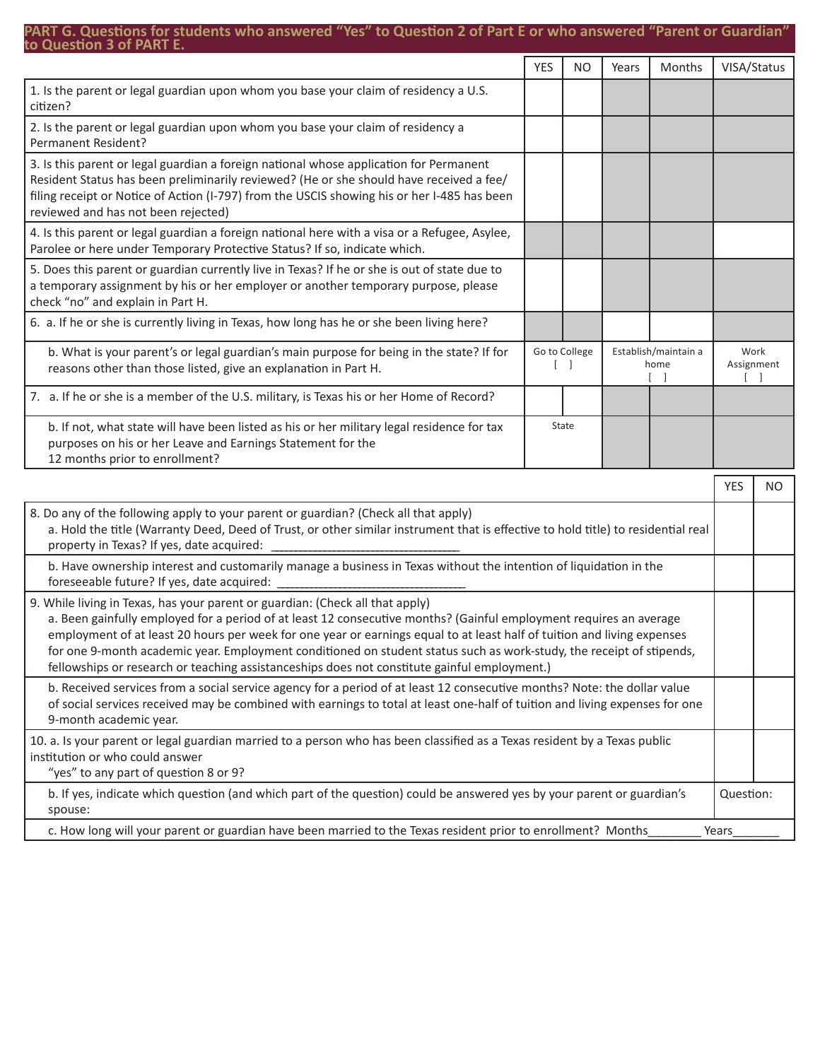## PART G. Questions for students who answered "Yes" to Question 2 of Part E or who answered "Parent or Guardian" to Question 3 of PART E.

| | YES | NO | Years | Months | VISA/Status |
|---|---|---|---|---|---|
| 1. Is the parent or legal guardian upon whom you base your claim of residency a U.S. citizen? | | | | | |
| 2. Is the parent or legal guardian upon whom you base your claim of residency a Permanent Resident? | | | | | |
| 3. Is this parent or legal guardian a foreign national whose application for Permanent Resident Status has been preliminarily reviewed? (He or she should have received a fee/ filing receipt or Notice of Action (I-797) from the USCIS showing his or her I-485 has been reviewed and has not been rejected) | | | | | |
| 4. Is this parent or legal guardian a foreign national here with a visa or a Refugee, Asylee, Parolee or here under Temporary Protective Status? If so, indicate which. | | | | | |
| 5. Does this parent or guardian currently live in Texas? If he or she is out of state due to a temporary assignment by his or her employer or another temporary purpose, please check "no" and explain in Part H. | | | | | |
| 6. a. If he or she is currently living in Texas, how long has he or she been living here? | | | | | |
| b. What is your parent's or legal guardian's main purpose for being in the state? If for reasons other than those listed, give an explanation in Part H. | Go to College [ ] | | Establish/maintain a home [ ] | | Work Assignment [ ] |
| 7. a. If he or she is a member of the U.S. military, is Texas his or her Home of Record? | | | | | |
| b. If not, what state will have been listed as his or her military legal residence for tax purposes on his or her Leave and Earnings Statement for the 12 months prior to enrollment? | State | | | | |

| | YES | NO |
|---|---|---|
| 8. Do any of the following apply to your parent or guardian? (Check all that apply)<br>a. Hold the title (Warranty Deed, Deed of Trust, or other similar instrument that is effective to hold title) to residential real property in Texas? If yes, date acquired: ______________________________ | | |
| b. Have ownership interest and customarily manage a business in Texas without the intention of liquidation in the foreseeable future? If yes, date acquired: ______________________________ | | |
| 9. While living in Texas, has your parent or guardian: (Check all that apply)<br>a. Been gainfully employed for a period of at least 12 consecutive months? (Gainful employment requires an average employment of at least 20 hours per week for one year or earnings equal to at least half of tuition and living expenses for one 9-month academic year. Employment conditioned on student status such as work-study, the receipt of stipends, fellowships or research or teaching assistanceships does not constitute gainful employment.) | | |
| b. Received services from a social service agency for a period of at least 12 consecutive months? Note: the dollar value of social services received may be combined with earnings to total at least one-half of tuition and living expenses for one 9-month academic year. | | |
| 10. a. Is your parent or legal guardian married to a person who has been classified as a Texas resident by a Texas public institution or who could answer "yes" to any part of question 8 or 9? | | |
| b. If yes, indicate which question (and which part of the question) could be answered yes by your parent or guardian's spouse: | Question: | |
| c. How long will your parent or guardian have been married to the Texas resident prior to enrollment? Months________ Years_______ | | |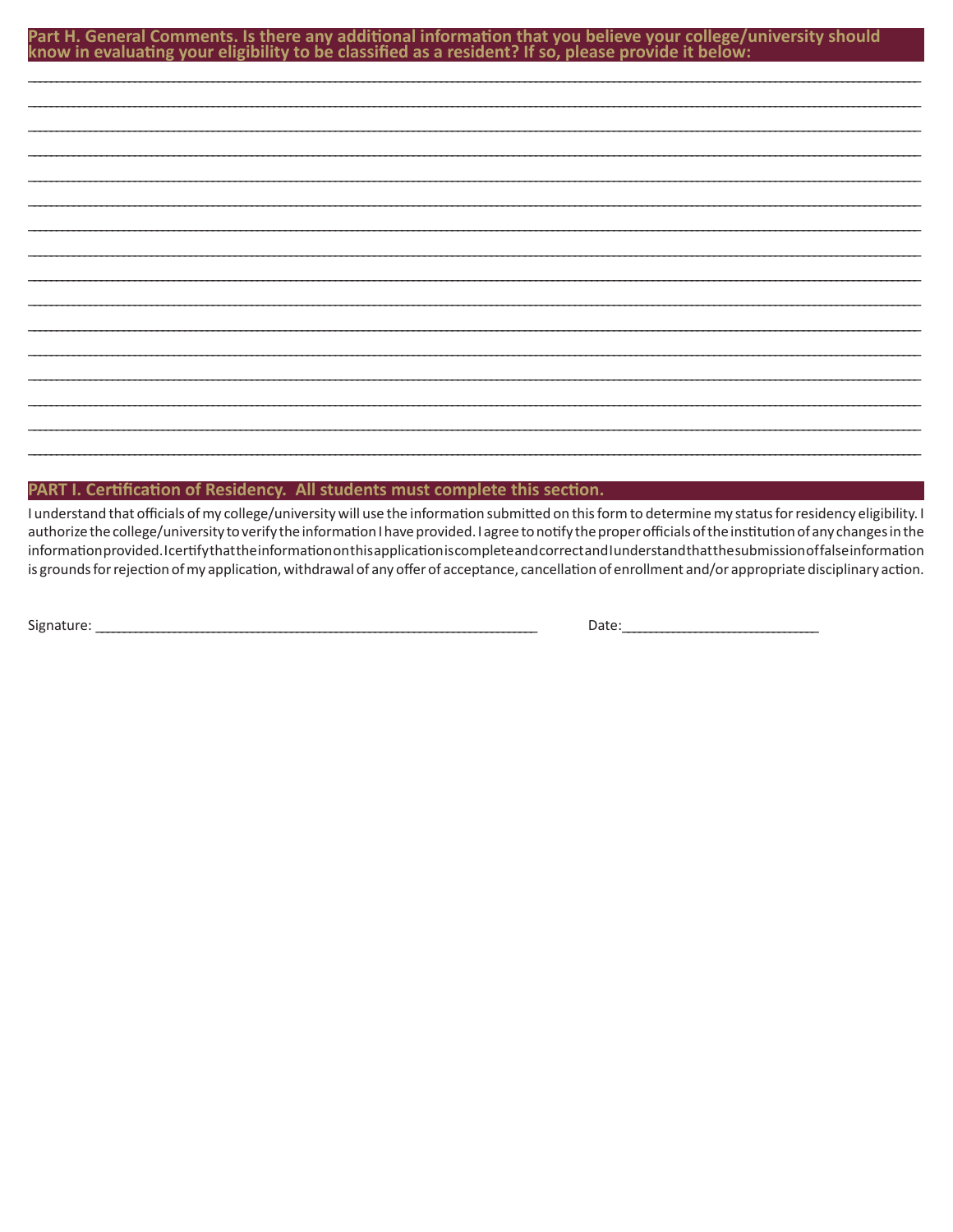## Part H. General Comments. Is there any additional information that you believe your college/university should know in evaluating your eligibility to be classified as a resident? If so, please provide it below:

________________________________________________________________________________

________________________________________________________________________________

________________________________________________________________________________

________________________________________________________________________________

________________________________________________________________________________

________________________________________________________________________________

________________________________________________________________________________

________________________________________________________________________________

________________________________________________________________________________

________________________________________________________________________________

________________________________________________________________________________

________________________________________________________________________________

________________________________________________________________________________

________________________________________________________________________________

________________________________________________________________________________

________________________________________________________________________________

## PART I. Certification of Residency. All students must complete this section.

I understand that officials of my college/university will use the information submitted on this form to determine my status for residency eligibility. I authorize the college/university to verify the information I have provided. I agree to notify the proper officials of the institution of any changes in the information provided. I certify that the information on this application is complete and correct and I understand that the submission of false information is grounds for rejection of my application, withdrawal of any offer of acceptance, cancellation of enrollment and/or appropriate disciplinary action.

Signature: ____________________________________________ Date: ______________________